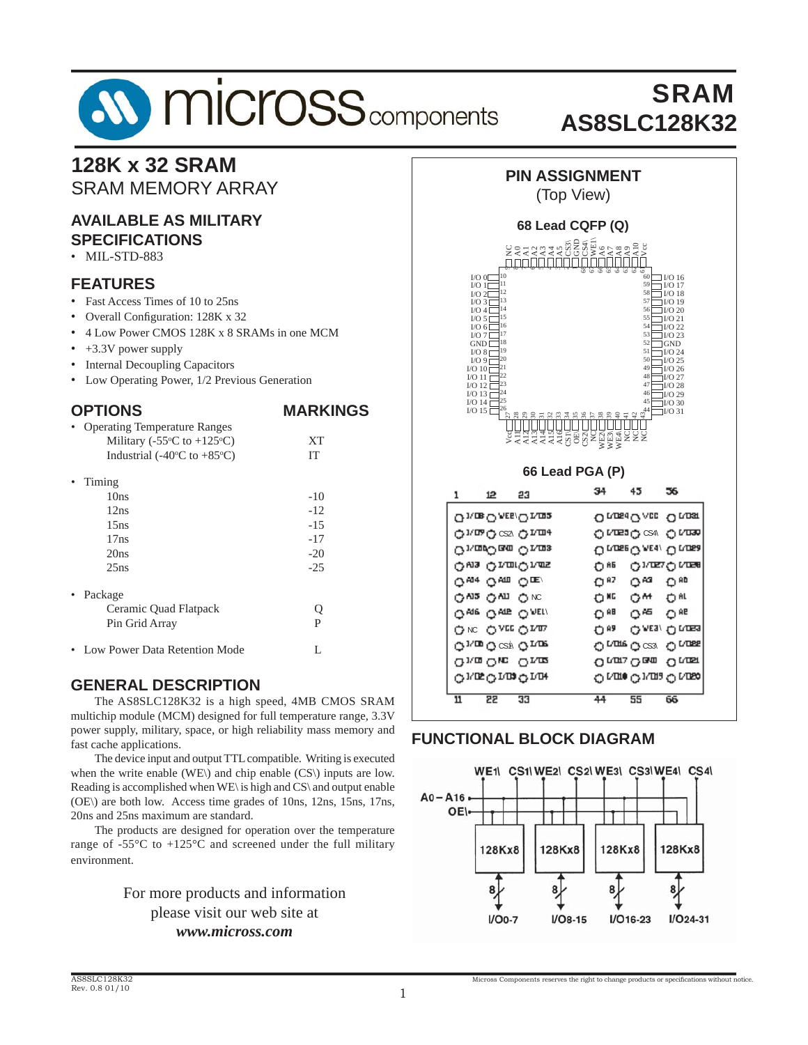# SRAM
# AS8SLC128K32

## 128K x 32 SRAM
SRAM MEMORY ARRAY

### AVAILABLE AS MILITARY SPECIFICATIONS
- MIL-STD-883

### FEATURES
- Fast Access Times of 10 to 25ns
- Overall Configuration: 128K x 32
- 4 Low Power CMOS 128K x 8 SRAMs in one MCM
- +3.3V power supply
- Internal Decoupling Capacitors
- Low Operating Power, 1/2 Previous Generation

### OPTIONS / MARKINGS

| OPTIONS | MARKINGS |
|---|---|
| **• Operating Temperature Ranges** | |
| Military (-55°C to +125°C) | XT |
| Industrial (-40°C to +85°C) | IT |
| **• Timing** | |
| 10ns | -10 |
| 12ns | -12 |
| 15ns | -15 |
| 17ns | -17 |
| 20ns | -20 |
| 25ns | -25 |
| **• Package** | |
| Ceramic Quad Flatpack | Q |
| Pin Grid Array | P |
| **• Low Power Data Retention Mode** | L |

### GENERAL DESCRIPTION

The AS8SLC128K32 is a high speed, 4MB CMOS SRAM multichip module (MCM) designed for full temperature range, 3.3V power supply, military, space, or high reliability mass memory and fast cache applications.

The device input and output TTL compatible. Writing is executed when the write enable (WE\) and chip enable (CS\) inputs are low. Reading is accomplished when WE\ is high and CS\ and output enable (OE\) are both low. Access time grades of 10ns, 12ns, 15ns, 17ns, 20ns and 25ns maximum are standard.

The products are designed for operation over the temperature range of -55°C to +125°C and screened under the full military environment.

For more products and information please visit our web site at
***www.micross.com***

### PIN ASSIGNMENT
(Top View)

**68 Lead CQFP (Q)**

**66 Lead PGA (P)**

### FUNCTIONAL BLOCK DIAGRAM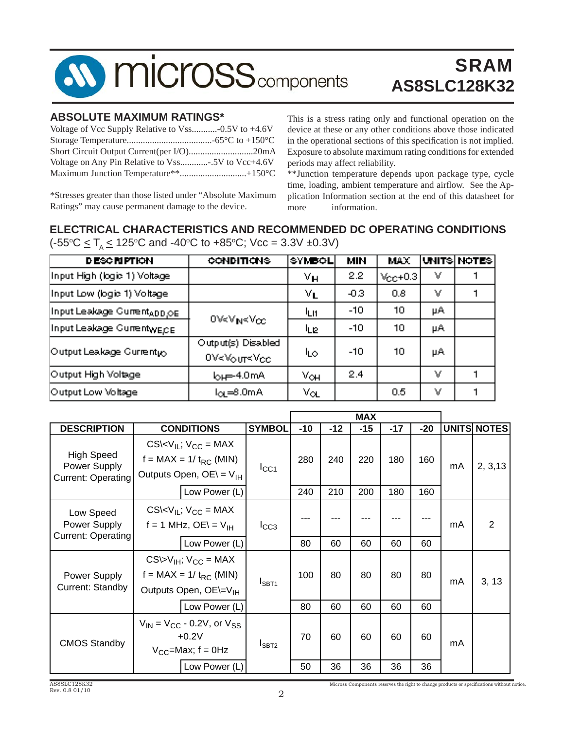## ABSOLUTE MAXIMUM RATINGS*

Voltage of Vcc Supply Relative to Vss...........-0.5V to +4.6V
Storage Temperature.....................................-65°C to +150°C
Short Circuit Output Current(per I/O)............................20mA
Voltage on Any Pin Relative to Vss............-.5V to Vcc+4.6V
Maximum Junction Temperature**.............................+150°C

*Stresses greater than those listed under "Absolute Maximum Ratings" may cause permanent damage to the device.

This is a stress rating only and functional operation on the device at these or any other conditions above those indicated in the operational sections of this specification is not implied. Exposure to absolute maximum rating conditions for extended periods may affect reliability.
**Junction temperature depends upon package type, cycle time, loading, ambient temperature and airflow. See the Application Information section at the end of this datasheet for more information.

## ELECTRICAL CHARACTERISTICS AND RECOMMENDED DC OPERATING CONDITIONS

(-55°C ≤ $T_A$ ≤ 125°C and -40°C to +85°C; Vcc = 3.3V ±0.3V)

| DESCRIPTION | CONDITIONS | SYMBOL | MIN | MAX | UNITS | NOTES |
|---|---|---|---|---|---|---|
| Input High (logic 1) Voltage | | $V_{IH}$ | 2.2 | $V_{CC}$+0.3 | V | 1 |
| Input Low (logic 1) Voltage | | $V_{IL}$ | -0.3 | 0.8 | V | 1 |
| Input Leakage Current$_{ADD,OE}$ | 0V≤$V_{IN}$≤$V_{CC}$ | $I_{LI1}$ | -10 | 10 | µA | |
| Input Leakage Current$_{WE,CE}$ | | $I_{LI2}$ | -10 | 10 | µA | |
| Output Leakage Current$_{I/O}$ | Output(s) Disabled 0V≤$V_{OUT}$≤$V_{CC}$ | $I_{LO}$ | -10 | 10 | µA | |
| Output High Voltage | $I_{OH}$=-4.0mA | $V_{OH}$ | 2.4 | | V | 1 |
| Output Low Voltage | $I_{OL}$=8.0mA | $V_{OL}$ | | 0.5 | V | 1 |

| DESCRIPTION | CONDITIONS | SYMBOL | MAX -10 | MAX -12 | MAX -15 | MAX -17 | MAX -20 | UNITS | NOTES |
|---|---|---|---|---|---|---|---|---|---|
| High Speed Power Supply Current: Operating | CS\<$V_{IL}$; $V_{CC}$ = MAX f = MAX = 1/ $t_{RC}$ (MIN) Outputs Open, OE\ = $V_{IH}$ | $I_{CC1}$ | 280 | 240 | 220 | 180 | 160 | mA | 2, 3,13 |
| | Low Power (L) | | 240 | 210 | 200 | 180 | 160 | | |
| Low Speed Power Supply Current: Operating | CS\<$V_{IL}$; $V_{CC}$ = MAX f = 1 MHz, OE\ = $V_{IH}$ | $I_{CC3}$ | --- | --- | --- | --- | --- | mA | 2 |
| | Low Power (L) | | 80 | 60 | 60 | 60 | 60 | | |
| Power Supply Current: Standby | CS\>$V_{IH}$; $V_{CC}$ = MAX f = MAX = 1/ $t_{RC}$ (MIN) Outputs Open, OE\=$V_{IH}$ | $I_{SBT1}$ | 100 | 80 | 80 | 80 | 80 | mA | 3, 13 |
| | Low Power (L) | | 80 | 60 | 60 | 60 | 60 | | |
| CMOS Standby | $V_{IN}$ = $V_{CC}$ - 0.2V, or $V_{SS}$ +0.2V $V_{CC}$=Max; f = 0Hz | $I_{SBT2}$ | 70 | 60 | 60 | 60 | 60 | mA | |
| | Low Power (L) | | 50 | 36 | 36 | 36 | 36 | | |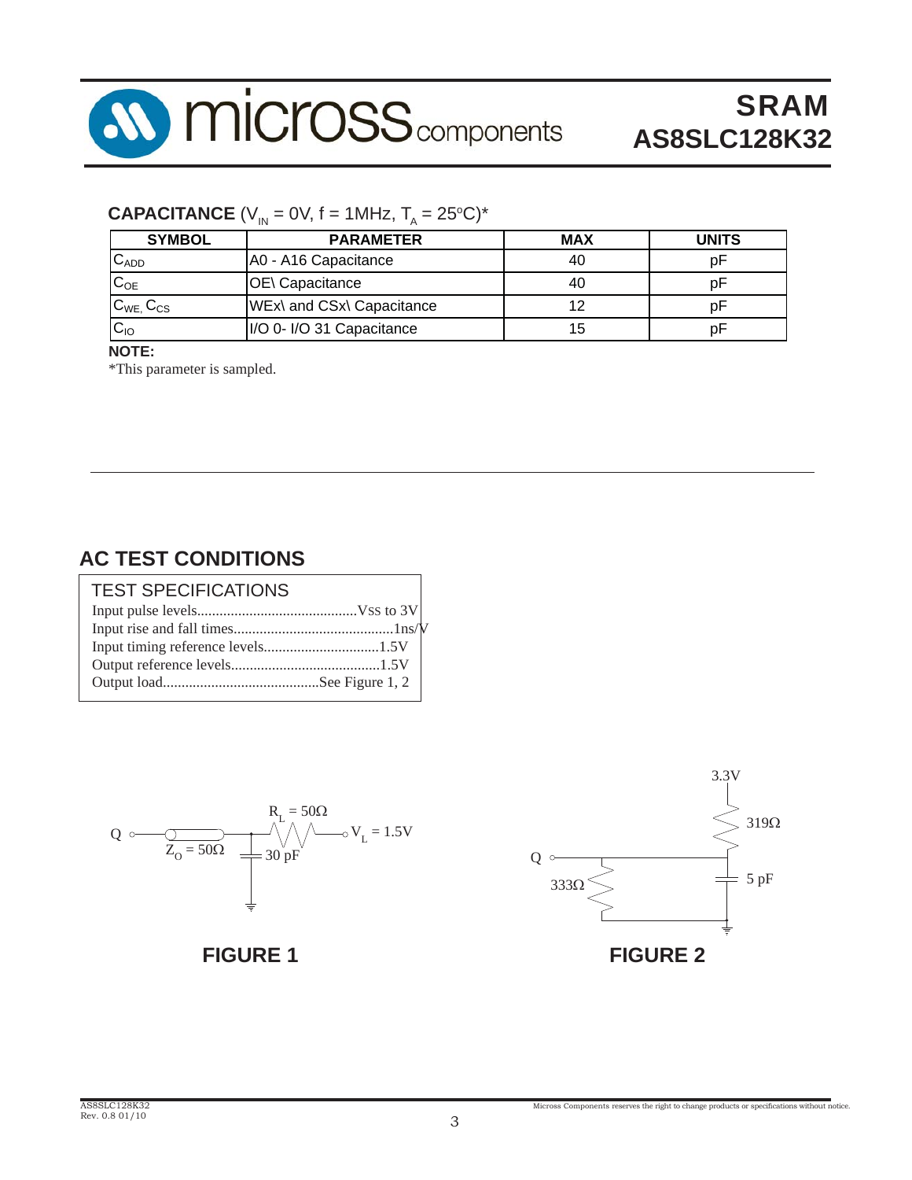## CAPACITANCE ($V_{IN}$ = 0V, f = 1MHz, $T_A$ = 25°C)*

| SYMBOL | PARAMETER | MAX | UNITS |
|---|---|---|---|
| $C_{ADD}$ | A0 - A16 Capacitance | 40 | pF |
| $C_{OE}$ | OE\ Capacitance | 40 | pF |
| $C_{WE}$, $C_{CS}$ | WEx\ and CSx\ Capacitance | 12 | pF |
| $C_{IO}$ | I/O 0- I/O 31 Capacitance | 15 | pF |

**NOTE:**

*This parameter is sampled.

## AC TEST CONDITIONS

TEST SPECIFICATIONS

Input pulse levels..........................................Vss to 3V
Input rise and fall times...........................................1ns/V
Input timing reference levels...............................1.5V
Output reference levels........................................1.5V
Output load..........................................See Figure 1, 2

Q — $Z_O$ = 50Ω — $R_L$ = 50Ω — $V_L$ = 1.5V; 30 pF

**FIGURE 1**

3.3V; 319Ω; Q; 333Ω; 5 pF

**FIGURE 2**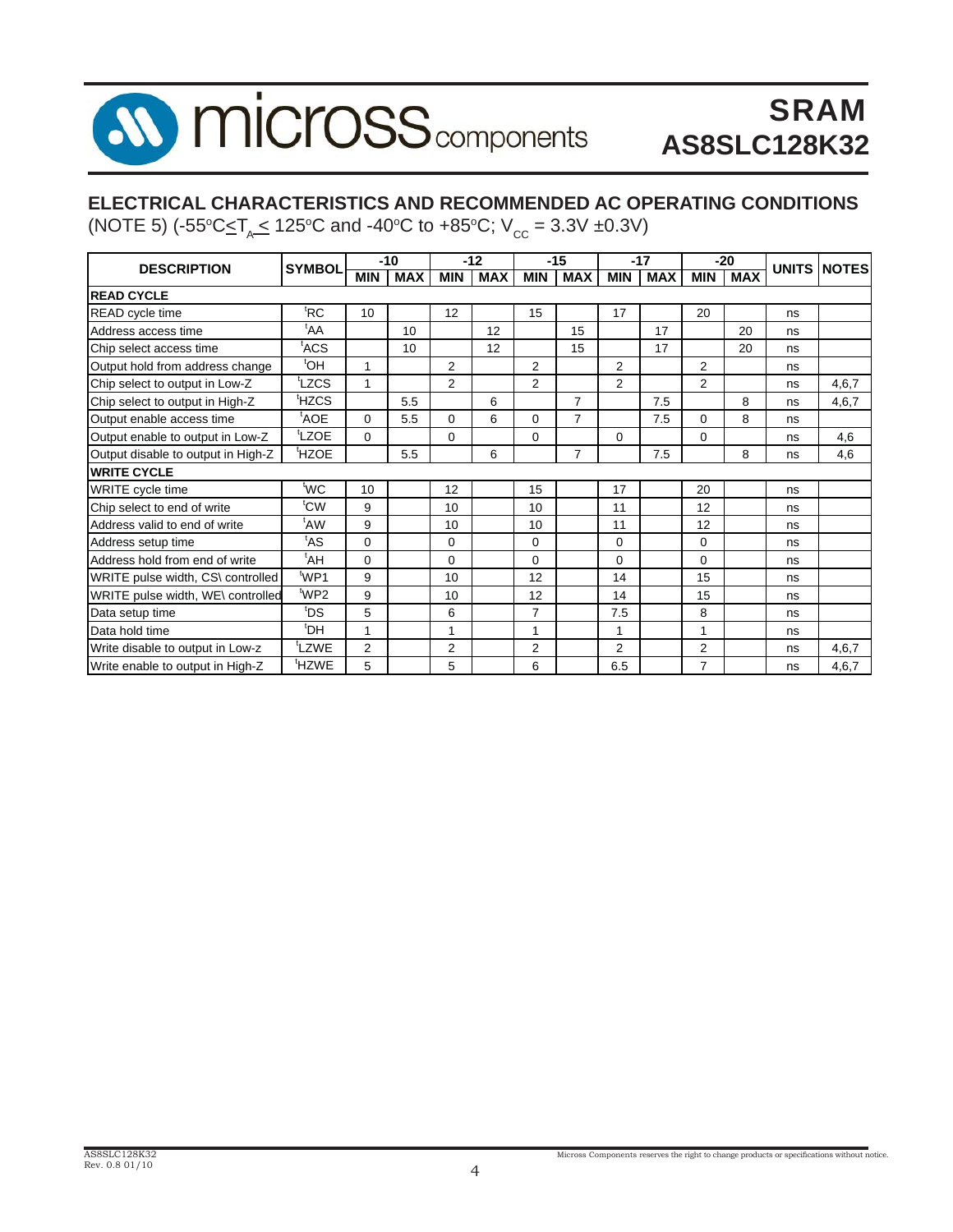# SRAM AS8SLC128K32

## ELECTRICAL CHARACTERISTICS AND RECOMMENDED AC OPERATING CONDITIONS

(NOTE 5) (-55°C ≤ $T_A$ ≤ 125°C and -40°C to +85°C; $V_{CC}$ = 3.3V ±0.3V)

| DESCRIPTION | SYMBOL | -10 | | -12 | | -15 | | -17 | | -20 | | UNITS | NOTES |
|---|---|---|---|---|---|---|---|---|---|---|---|---|---|
| | | MIN | MAX | MIN | MAX | MIN | MAX | MIN | MAX | MIN | MAX | | |
| **READ CYCLE** | | | | | | | | | | | | | |
| READ cycle time | $^tRC$ | 10 | | 12 | | 15 | | 17 | | 20 | | ns | |
| Address access time | $^tAA$ | | 10 | | 12 | | 15 | | 17 | | 20 | ns | |
| Chip select access time | $^tACS$ | | 10 | | 12 | | 15 | | 17 | | 20 | ns | |
| Output hold from address change | $^tOH$ | 1 | | 2 | | 2 | | 2 | | 2 | | ns | |
| Chip select to output in Low-Z | $^tLZCS$ | 1 | | 2 | | 2 | | 2 | | 2 | | ns | 4,6,7 |
| Chip select to output in High-Z | $^tHZCS$ | | 5.5 | | 6 | | 7 | | 7.5 | | 8 | ns | 4,6,7 |
| Output enable access time | $^tAOE$ | 0 | 5.5 | 0 | 6 | 0 | 7 | | 7.5 | 0 | 8 | ns | |
| Output enable to output in Low-Z | $^tLZOE$ | 0 | | 0 | | 0 | | 0 | | 0 | | ns | 4,6 |
| Output disable to output in High-Z | $^tHZOE$ | | 5.5 | | 6 | | 7 | | 7.5 | | 8 | ns | 4,6 |
| **WRITE CYCLE** | | | | | | | | | | | | | |
| WRITE cycle time | $^tWC$ | 10 | | 12 | | 15 | | 17 | | 20 | | ns | |
| Chip select to end of write | $^tCW$ | 9 | | 10 | | 10 | | 11 | | 12 | | ns | |
| Address valid to end of write | $^tAW$ | 9 | | 10 | | 10 | | 11 | | 12 | | ns | |
| Address setup time | $^tAS$ | 0 | | 0 | | 0 | | 0 | | 0 | | ns | |
| Address hold from end of write | $^tAH$ | 0 | | 0 | | 0 | | 0 | | 0 | | ns | |
| WRITE pulse width, CS\ controlled | $^tWP1$ | 9 | | 10 | | 12 | | 14 | | 15 | | ns | |
| WRITE pulse width, WE\ controlled | $^tWP2$ | 9 | | 10 | | 12 | | 14 | | 15 | | ns | |
| Data setup time | $^tDS$ | 5 | | 6 | | 7 | | 7.5 | | 8 | | ns | |
| Data hold time | $^tDH$ | 1 | | 1 | | 1 | | 1 | | 1 | | ns | |
| Write disable to output in Low-z | $^tLZWE$ | 2 | | 2 | | 2 | | 2 | | 2 | | ns | 4,6,7 |
| Write enable to output in High-Z | $^tHZWE$ | 5 | | 5 | | 6 | | 6.5 | | 7 | | ns | 4,6,7 |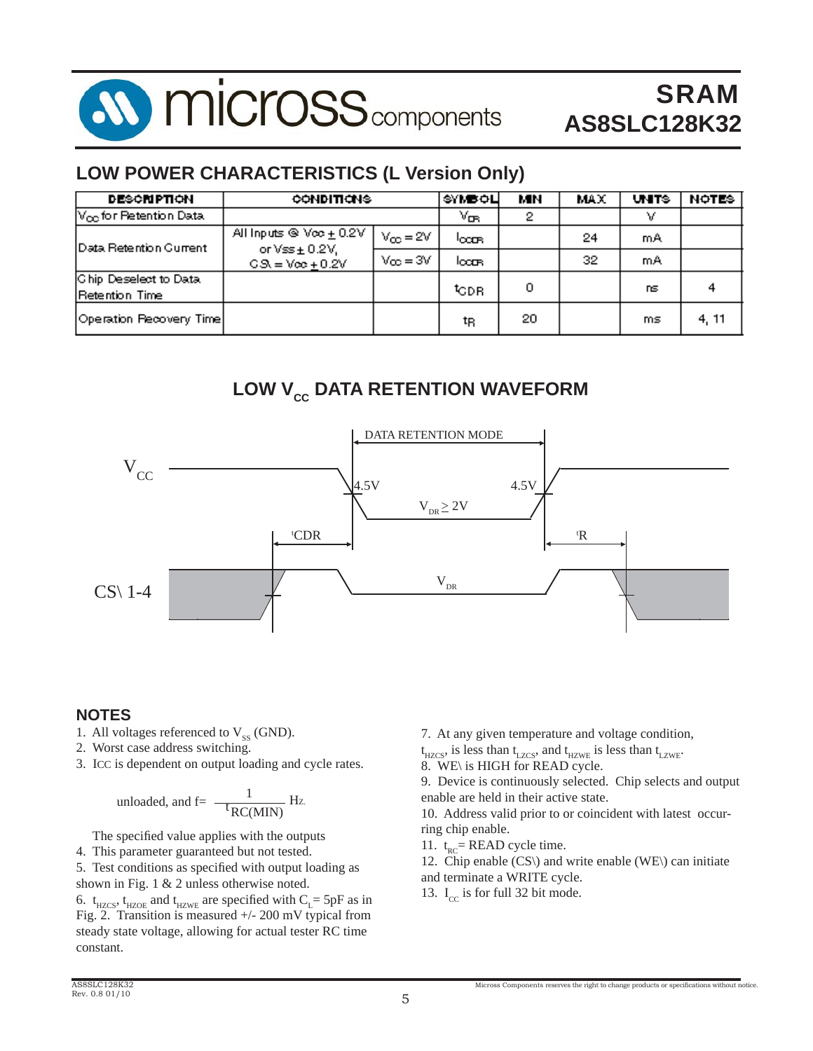## LOW POWER CHARACTERISTICS (L Version Only)

| DESCRIPTION | CONDITIONS | | SYMBOL | MIN | MAX | UNITS | NOTES |
|---|---|---|---|---|---|---|---|
| $V_{CC}$ for Retention Data | | | $V_{DR}$ | 2 | | V | |
| Data Retention Current | All Inputs @ Vcc $\pm$ 0.2V or Vss $\pm$ 0.2V, CS\ = Vcc $\pm$ 0.2V | $V_{CC}$ = 2V | $I_{CCDR}$ | | 24 | mA | |
| | | Vcc = 3V | $I_{CCDR}$ | | 32 | mA | |
| Chip Deselect to Data Retention Time | | | $t_{CDR}$ | 0 | | ns | 4 |
| Operation Recovery Time | | | $t_R$ | 20 | | ms | 4, 11 |

## LOW $V_{CC}$ DATA RETENTION WAVEFORM

DATA RETENTION MODE

$V_{CC}$

4.5V

4.5V

$V_{DR} \geq 2V$

$^tCDR$

$^tR$

$V_{DR}$

CS\ 1-4

## NOTES

1. All voltages referenced to $V_{SS}$ (GND).
2. Worst case address switching.
3. ICC is dependent on output loading and cycle rates.

   The specified value applies with the outputs unloaded, and f= $\frac{1}{^tRC(MIN)}$ Hz.
4. This parameter guaranteed but not tested.
5. Test conditions as specified with output loading as shown in Fig. 1 & 2 unless otherwise noted.
6. $t_{HZCS}$, $t_{HZOE}$ and $t_{HZWE}$ are specified with $C_L$ = 5pF as in Fig. 2. Transition is measured +/- 200 mV typical from steady state voltage, allowing for actual tester RC time constant.
7. At any given temperature and voltage condition, $t_{HZCS}$, is less than $t_{LZCS}$, and $t_{HZWE}$ is less than $t_{LZWE}$.
8. WE\ is HIGH for READ cycle.
9. Device is continuously selected. Chip selects and output enable are held in their active state.
10. Address valid prior to or coincident with latest occurring chip enable.
11. $t_{RC}$ = READ cycle time.
12. Chip enable (CS\) and write enable (WE\) can initiate and terminate a WRITE cycle.
13. $I_{CC}$ is for full 32 bit mode.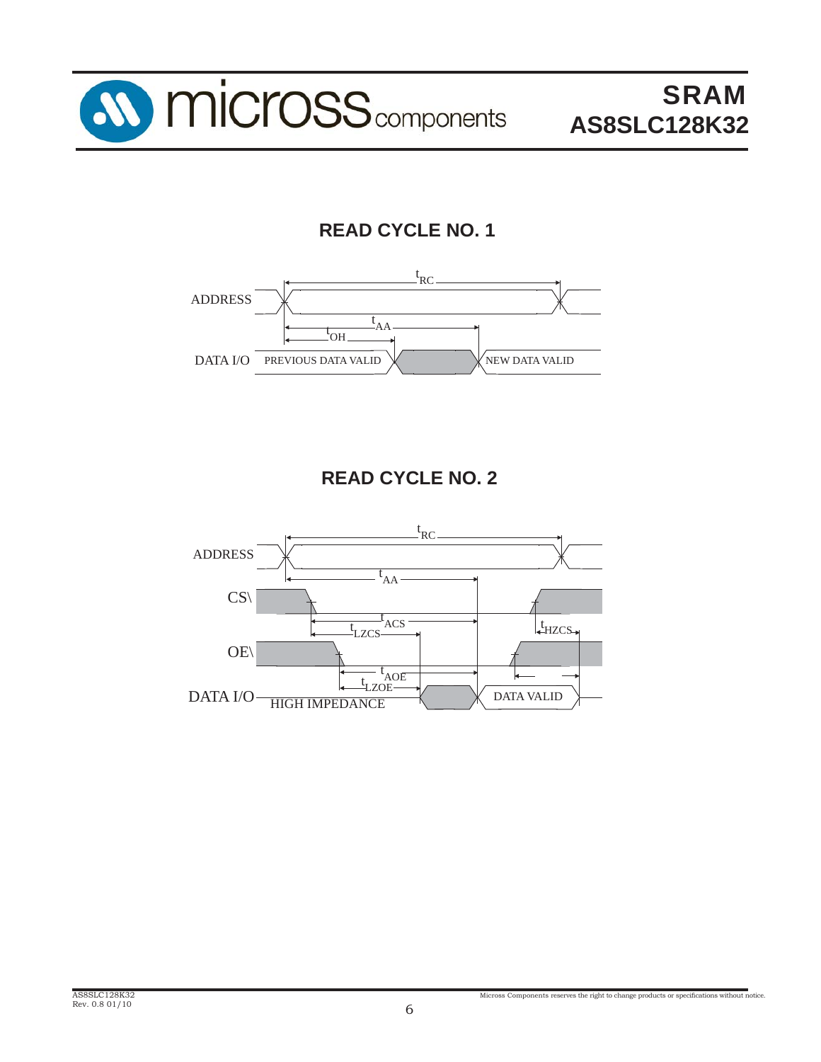## READ CYCLE NO. 1

## READ CYCLE NO. 2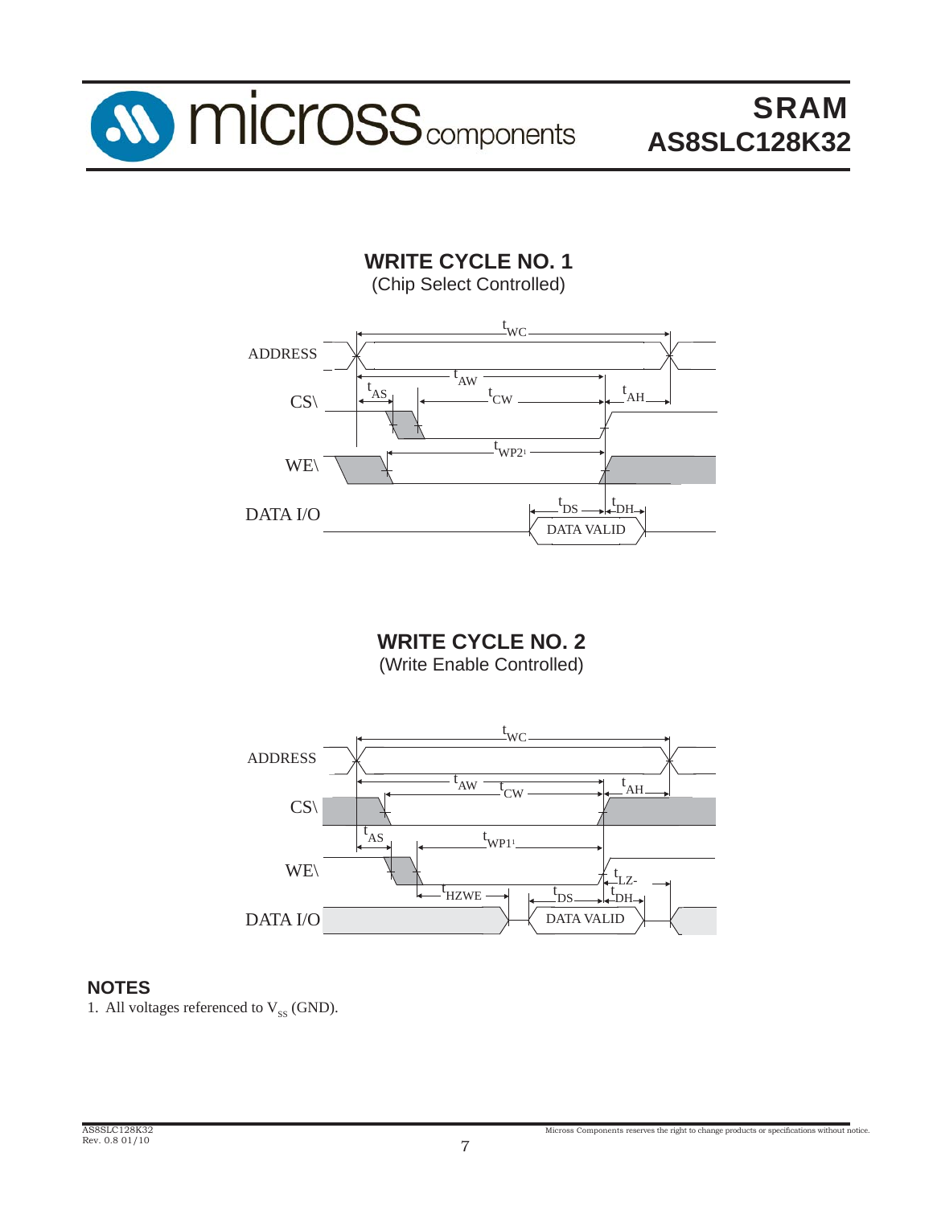## WRITE CYCLE NO. 1

(Chip Select Controlled)

ADDRESS

CS\

WE\

DATA I/O

$t_{WC}$ $t_{AW}$ $t_{AS}$ $t_{CW}$ $t_{AH}$ $t_{WP2}$[1] $t_{DS}$ $t_{DH}$

DATA VALID

## WRITE CYCLE NO. 2

(Write Enable Controlled)

ADDRESS

CS\

WE\

DATA I/O

$t_{WC}$ $t_{AW}$ $t_{CW}$ $t_{AH}$ $t_{AS}$ $t_{WP1}$[1] $t_{LZ}$- $t_{HZWE}$ $t_{DS}$ $t_{DH}$

DATA VALID

## NOTES

1. All voltages referenced to $V_{SS}$ (GND).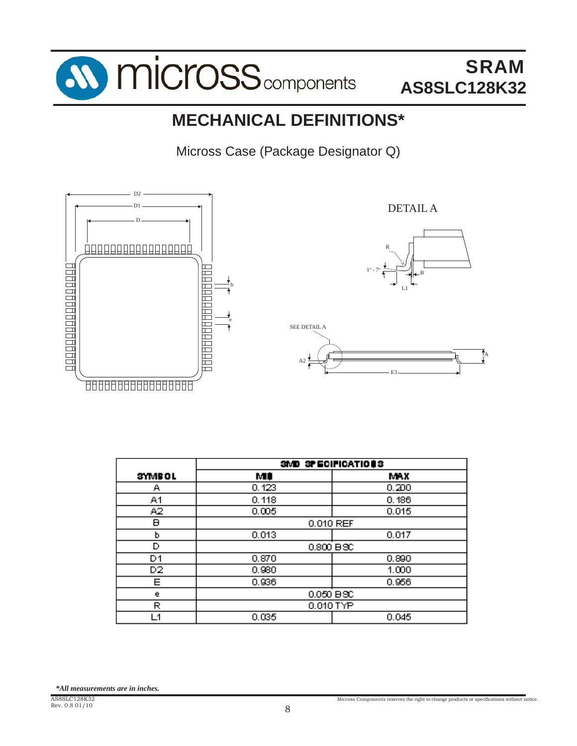# MECHANICAL DEFINITIONS*

Micross Case (Package Designator Q)

| SYMBOL | SMD SPECIFICATIONS | |
|---|---|---|
| | MIN | MAX |
| A | 0.123 | 0.200 |
| A1 | 0.118 | 0.186 |
| A2 | 0.005 | 0.015 |
| B | 0.010 REF | |
| b | 0.013 | 0.017 |
| D | 0.800 BSC | |
| D1 | 0.870 | 0.890 |
| D2 | 0.980 | 1.000 |
| E | 0.936 | 0.956 |
| e | 0.050 BSC | |
| R | 0.010 TYP | |
| L1 | 0.035 | 0.045 |

***All measurements are in inches.***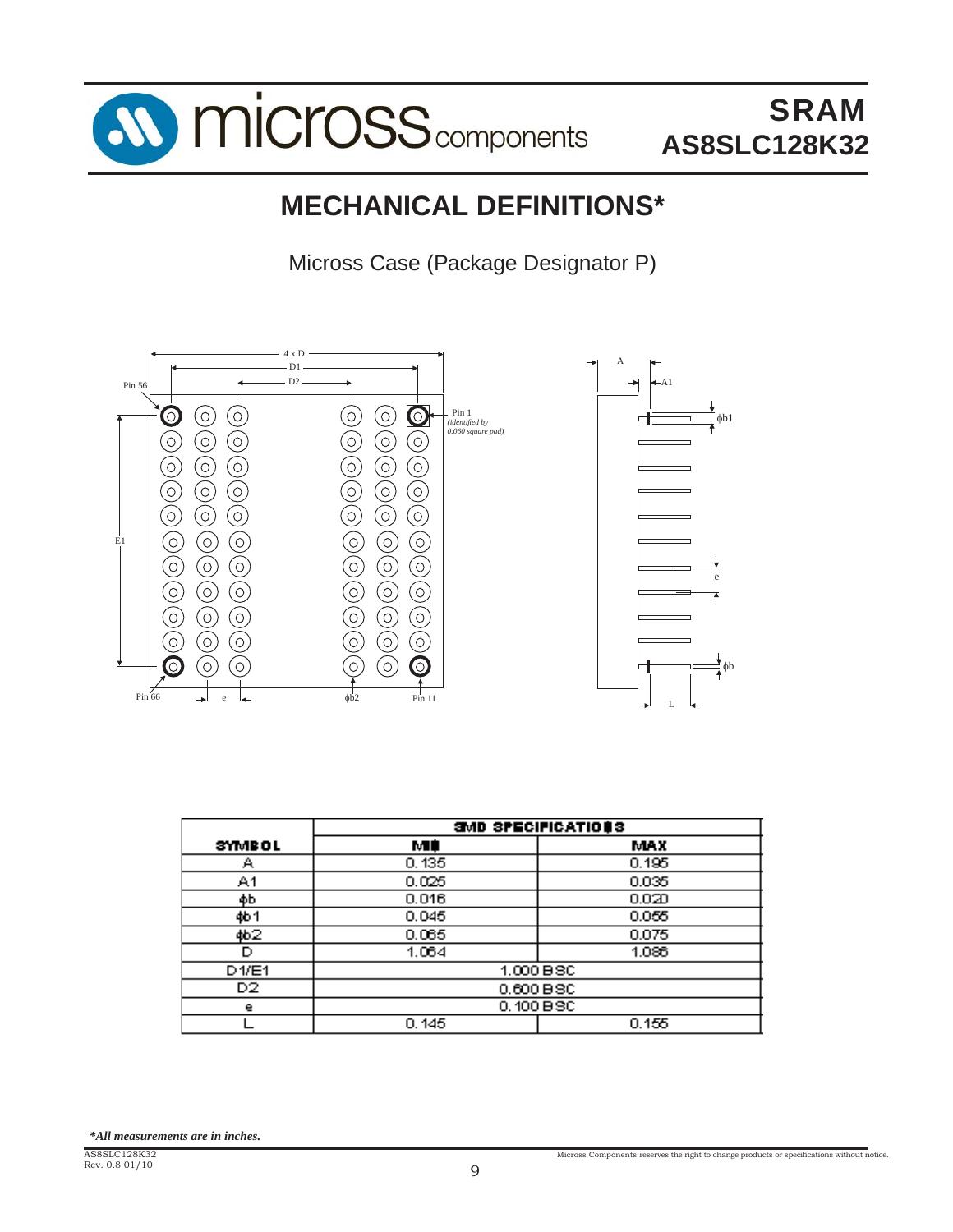# MECHANICAL DEFINITIONS*

Micross Case (Package Designator P)

| SYMBOL | SMD SPECIFICATIONS | |
|---|---|---|
| | MIN | MAX |
| A | 0.135 | 0.195 |
| A1 | 0.025 | 0.035 |
| ϕb | 0.016 | 0.020 |
| ϕb1 | 0.045 | 0.055 |
| ϕb2 | 0.065 | 0.075 |
| D | 1.064 | 1.086 |
| D1/E1 | 1.000 BSC | |
| D2 | 0.600 BSC | |
| e | 0.100 BSC | |
| L | 0.145 | 0.155 |

***All measurements are in inches.***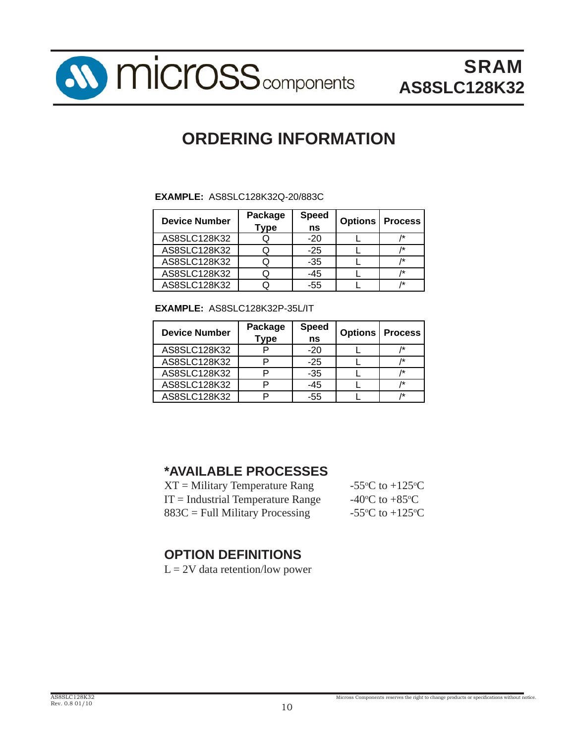# ORDERING INFORMATION

**EXAMPLE:** AS8SLC128K32Q-20/883C

| Device Number | Package Type | Speed ns | Options | Process |
|---|---|---|---|---|
| AS8SLC128K32 | Q | -20 | L | /* |
| AS8SLC128K32 | Q | -25 | L | /* |
| AS8SLC128K32 | Q | -35 | L | /* |
| AS8SLC128K32 | Q | -45 | L | /* |
| AS8SLC128K32 | Q | -55 | L | /* |

**EXAMPLE:** AS8SLC128K32P-35L/IT

| Device Number | Package Type | Speed ns | Options | Process |
|---|---|---|---|---|
| AS8SLC128K32 | P | -20 | L | /* |
| AS8SLC128K32 | P | -25 | L | /* |
| AS8SLC128K32 | P | -35 | L | /* |
| AS8SLC128K32 | P | -45 | L | /* |
| AS8SLC128K32 | P | -55 | L | /* |

## *AVAILABLE PROCESSES

XT = Military Temperature Rang -55ºC to +125ºC
IT = Industrial Temperature Range -40ºC to +85ºC
883C = Full Military Processing -55ºC to +125ºC

## OPTION DEFINITIONS

L = 2V data retention/low power